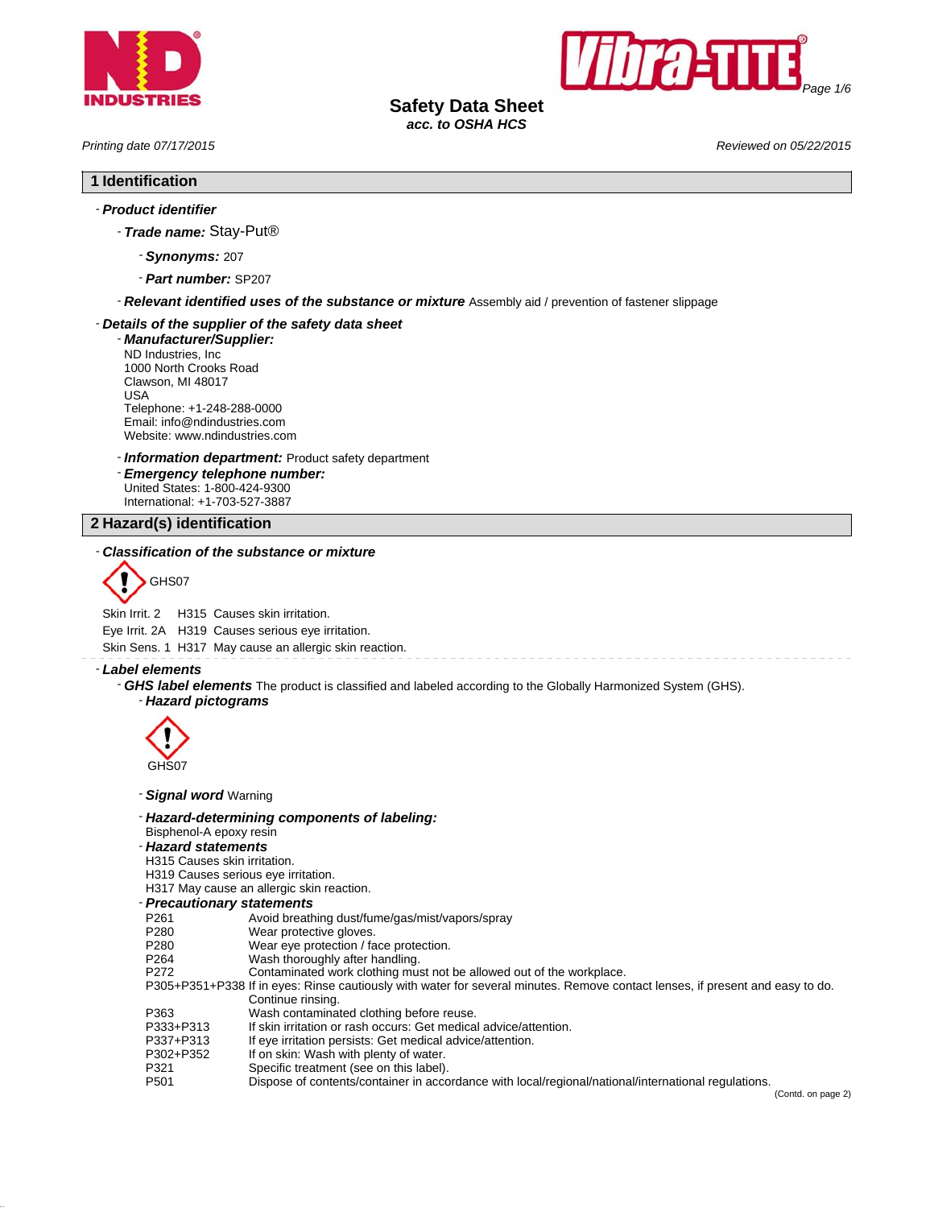# Safety Data Sheet

*acc. to OSHA HCS*

*Printing date 07/17/2015* *Reviewed on 05/22/2015*

## 1 Identification

- ***Product identifier***
  - ***Trade name:*** Stay-Put®
    - ***Synonyms:*** 207
    - ***Part number:*** SP207
  - ***Relevant identified uses of the substance or mixture*** Assembly aid / prevention of fastener slippage
- ***Details of the supplier of the safety data sheet***
  - ***Manufacturer/Supplier:***
    ND Industries, Inc
    1000 North Crooks Road
    Clawson, MI 48017
    USA
    Telephone: +1-248-288-0000
    Email: info@ndindustries.com
    Website: www.ndindustries.com
  - ***Information department:*** Product safety department
  - ***Emergency telephone number:***
    United States: 1-800-424-9300
    International: +1-703-527-3887

## 2 Hazard(s) identification

- ***Classification of the substance or mixture***

GHS07

Skin Irrit. 2 H315 Causes skin irritation.
Eye Irrit. 2A H319 Causes serious eye irritation.
Skin Sens. 1 H317 May cause an allergic skin reaction.

- ***Label elements***
  - ***GHS label elements*** The product is classified and labeled according to the Globally Harmonized System (GHS).
    - ***Hazard pictograms***

GHS07

- ***Signal word*** Warning
- ***Hazard-determining components of labeling:***
  Bisphenol-A epoxy resin
- ***Hazard statements***
  H315 Causes skin irritation.
  H319 Causes serious eye irritation.
  H317 May cause an allergic skin reaction.
- ***Precautionary statements***

| | |
|---|---|
| P261 | Avoid breathing dust/fume/gas/mist/vapors/spray |
| P280 | Wear protective gloves. |
| P280 | Wear eye protection / face protection. |
| P264 | Wash thoroughly after handling. |
| P272 | Contaminated work clothing must not be allowed out of the workplace. |
| P305+P351+P338 | If in eyes: Rinse cautiously with water for several minutes. Remove contact lenses, if present and easy to do. Continue rinsing. |
| P363 | Wash contaminated clothing before reuse. |
| P333+P313 | If skin irritation or rash occurs: Get medical advice/attention. |
| P337+P313 | If eye irritation persists: Get medical advice/attention. |
| P302+P352 | If on skin: Wash with plenty of water. |
| P321 | Specific treatment (see on this label). |
| P501 | Dispose of contents/container in accordance with local/regional/national/international regulations. |

(Contd. on page 2)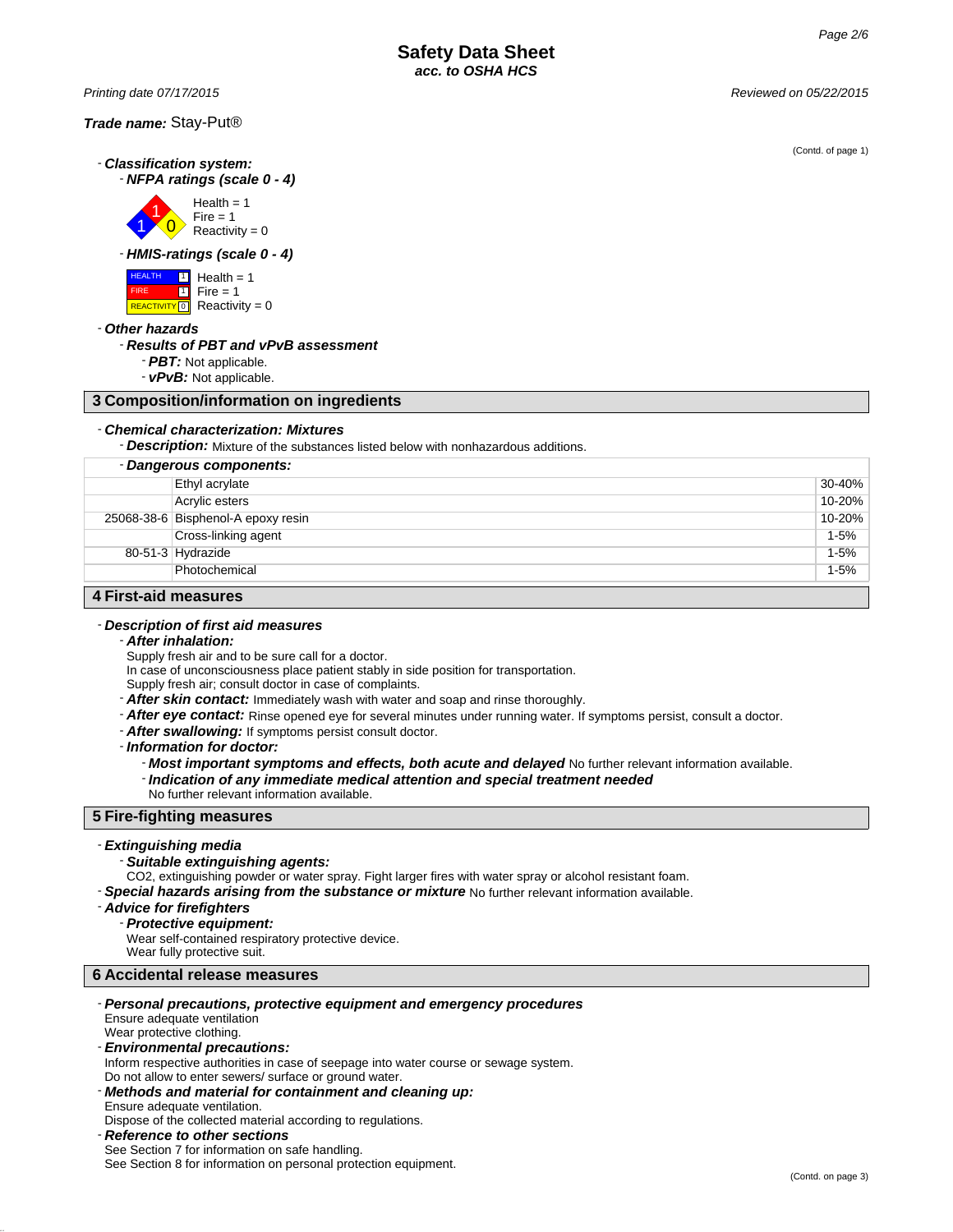**Safety Data Sheet**
*acc. to OSHA HCS*

*Printing date 07/17/2015* *Reviewed on 05/22/2015*

***Trade name:*** Stay-Put®

(Contd. of page 1)

- ***Classification system:***
  - ***NFPA ratings (scale 0 - 4)***

    Health = 1
    Fire = 1
    Reactivity = 0

  - ***HMIS-ratings (scale 0 - 4)***

    HEALTH 1 Health = 1
    FIRE 1 Fire = 1
    REACTIVITY 0 Reactivity = 0

- ***Other hazards***
  - ***Results of PBT and vPvB assessment***
    - ***PBT:*** Not applicable.
    - ***vPvB:*** Not applicable.

## 3 Composition/information on ingredients

- ***Chemical characterization: Mixtures***
  - ***Description:*** Mixture of the substances listed below with nonhazardous additions.

| - *Dangerous components:* | | |
|---|---|---|
| | Ethyl acrylate | 30-40% |
| | Acrylic esters | 10-20% |
| 25068-38-6 | Bisphenol-A epoxy resin | 10-20% |
| | Cross-linking agent | 1-5% |
| 80-51-3 | Hydrazide | 1-5% |
| | Photochemical | 1-5% |

## 4 First-aid measures

- ***Description of first aid measures***
  - ***After inhalation:***
    Supply fresh air and to be sure call for a doctor.
    In case of unconsciousness place patient stably in side position for transportation.
    Supply fresh air; consult doctor in case of complaints.
  - ***After skin contact:*** Immediately wash with water and soap and rinse thoroughly.
  - ***After eye contact:*** Rinse opened eye for several minutes under running water. If symptoms persist, consult a doctor.
  - ***After swallowing:*** If symptoms persist consult doctor.
  - ***Information for doctor:***
    - ***Most important symptoms and effects, both acute and delayed*** No further relevant information available.
    - ***Indication of any immediate medical attention and special treatment needed***
      No further relevant information available.

## 5 Fire-fighting measures

- ***Extinguishing media***
  - ***Suitable extinguishing agents:***
    CO2, extinguishing powder or water spray. Fight larger fires with water spray or alcohol resistant foam.
- ***Special hazards arising from the substance or mixture*** No further relevant information available.
- ***Advice for firefighters***
  - ***Protective equipment:***
    Wear self-contained respiratory protective device.
    Wear fully protective suit.

## 6 Accidental release measures

- ***Personal precautions, protective equipment and emergency procedures***
  Ensure adequate ventilation
  Wear protective clothing.
- ***Environmental precautions:***
  Inform respective authorities in case of seepage into water course or sewage system.
  Do not allow to enter sewers/ surface or ground water.
- ***Methods and material for containment and cleaning up:***
  Ensure adequate ventilation.
  Dispose of the collected material according to regulations.
- ***Reference to other sections***
  See Section 7 for information on safe handling.
  See Section 8 for information on personal protection equipment.

(Contd. on page 3)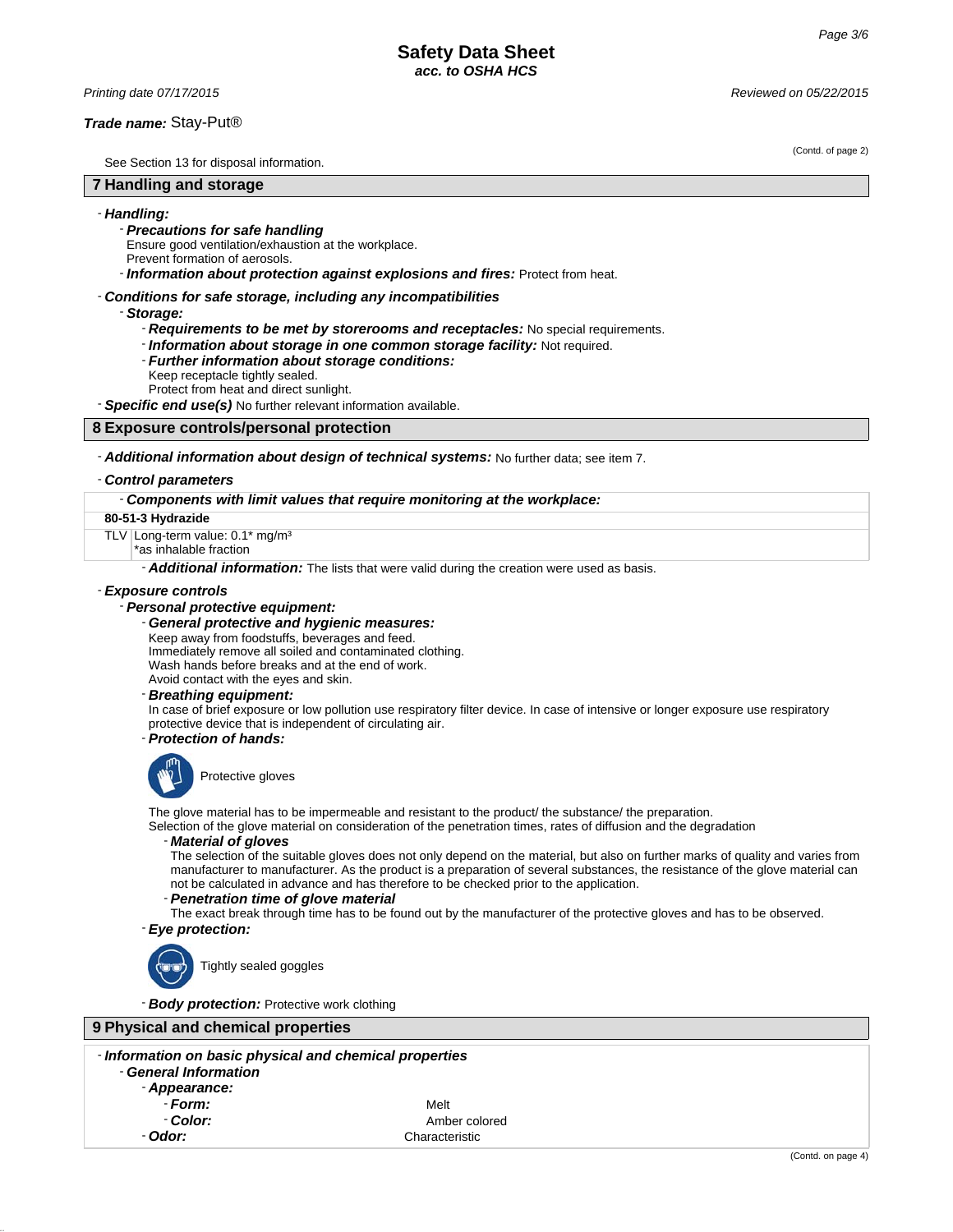See Section 13 for disposal information.

## 7 Handling and storage

- ***Handling:***
  - ***Precautions for safe handling***
    Ensure good ventilation/exhaustion at the workplace.
    Prevent formation of aerosols.
  - ***Information about protection against explosions and fires:*** Protect from heat.
- ***Conditions for safe storage, including any incompatibilities***
  - ***Storage:***
    - ***Requirements to be met by storerooms and receptacles:*** No special requirements.
    - ***Information about storage in one common storage facility:*** Not required.
    - ***Further information about storage conditions:***
      Keep receptacle tightly sealed.
      Protect from heat and direct sunlight.
- ***Specific end use(s)*** No further relevant information available.

## 8 Exposure controls/personal protection

- ***Additional information about design of technical systems:*** No further data; see item 7.
- ***Control parameters***

| - *Components with limit values that require monitoring at the workplace:* | |
|---|---|
| **80-51-3 Hydrazide** | |
| TLV | Long-term value: 0.1* mg/m³<br>*as inhalable fraction |

  - ***Additional information:*** The lists that were valid during the creation were used as basis.

- ***Exposure controls***
  - ***Personal protective equipment:***
    - ***General protective and hygienic measures:***
      Keep away from foodstuffs, beverages and feed.
      Immediately remove all soiled and contaminated clothing.
      Wash hands before breaks and at the end of work.
      Avoid contact with the eyes and skin.
    - ***Breathing equipment:***
      In case of brief exposure or low pollution use respiratory filter device. In case of intensive or longer exposure use respiratory protective device that is independent of circulating air.
    - ***Protection of hands:***

      Protective gloves

      The glove material has to be impermeable and resistant to the product/ the substance/ the preparation.
      Selection of the glove material on consideration of the penetration times, rates of diffusion and the degradation
      - ***Material of gloves***
        The selection of the suitable gloves does not only depend on the material, but also on further marks of quality and varies from manufacturer to manufacturer. As the product is a preparation of several substances, the resistance of the glove material can not be calculated in advance and has therefore to be checked prior to the application.
      - ***Penetration time of glove material***
        The exact break through time has to be found out by the manufacturer of the protective gloves and has to be observed.
    - ***Eye protection:***

      Tightly sealed goggles

    - ***Body protection:*** Protective work clothing

## 9 Physical and chemical properties

- ***Information on basic physical and chemical properties***
  - ***General Information***
    - ***Appearance:***
      - ***Form:*** Melt
      - ***Color:*** Amber colored
    - ***Odor:*** Characteristic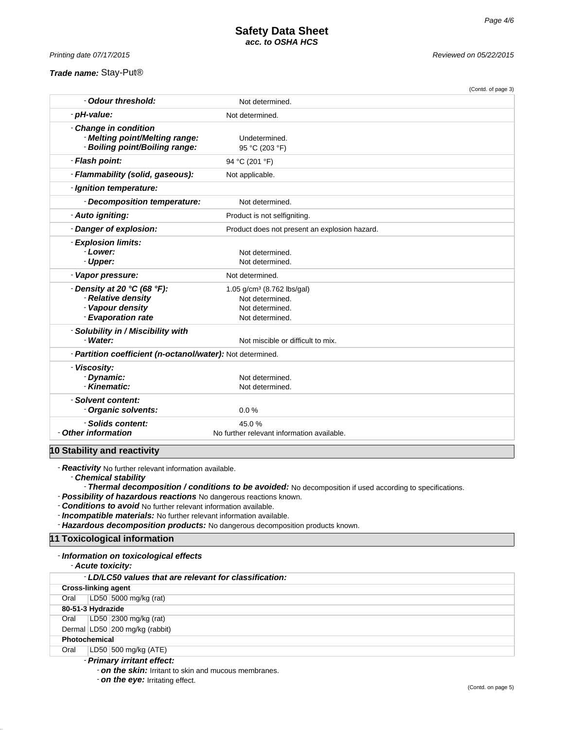(Contd. of page 3)

| | |
|---|---|
| - ***Odour threshold:*** | Not determined. |
| - ***pH-value:*** | Not determined. |
| - ***Change in condition*** | |
| - ***Melting point/Melting range:*** | Undetermined. |
| - ***Boiling point/Boiling range:*** | 95 °C (203 °F) |
| - ***Flash point:*** | 94 °C (201 °F) |
| - ***Flammability (solid, gaseous):*** | Not applicable. |
| - ***Ignition temperature:*** | |
| - ***Decomposition temperature:*** | Not determined. |
| - ***Auto igniting:*** | Product is not selfigniting. |
| - ***Danger of explosion:*** | Product does not present an explosion hazard. |
| - ***Explosion limits:*** | |
| - ***Lower:*** | Not determined. |
| - ***Upper:*** | Not determined. |
| - ***Vapor pressure:*** | Not determined. |
| - ***Density at 20 °C (68 °F):*** | 1.05 g/cm³ (8.762 lbs/gal) |
| - ***Relative density*** | Not determined. |
| - ***Vapour density*** | Not determined. |
| - ***Evaporation rate*** | Not determined. |
| - ***Solubility in / Miscibility with*** | |
| - ***Water:*** | Not miscible or difficult to mix. |
| - ***Partition coefficient (n-octanol/water):*** | Not determined. |
| - ***Viscosity:*** | |
| - ***Dynamic:*** | Not determined. |
| - ***Kinematic:*** | Not determined. |
| - ***Solvent content:*** | |
| - ***Organic solvents:*** | 0.0 % |
| - ***Solids content:*** | 45.0 % |
| - ***Other information*** | No further relevant information available. |

## 10 Stability and reactivity

- ***Reactivity*** No further relevant information available.
  - ***Chemical stability***
    - ***Thermal decomposition / conditions to be avoided:*** No decomposition if used according to specifications.
- ***Possibility of hazardous reactions*** No dangerous reactions known.
- ***Conditions to avoid*** No further relevant information available.
- ***Incompatible materials:*** No further relevant information available.
- ***Hazardous decomposition products:*** No dangerous decomposition products known.

## 11 Toxicological information

- ***Information on toxicological effects***
  - ***Acute toxicity:***

| - ***LD/LC50 values that are relevant for classification:*** | | |
|---|---|---|
| **Cross-linking agent** | | |
| Oral | LD50 | 5000 mg/kg (rat) |
| **80-51-3 Hydrazide** | | |
| Oral | LD50 | 2300 mg/kg (rat) |
| Dermal | LD50 | 200 mg/kg (rabbit) |
| **Photochemical** | | |
| Oral | LD50 | 500 mg/kg (ATE) |

- ***Primary irritant effect:***
  - ***on the skin:*** Irritant to skin and mucous membranes.
  - ***on the eye:*** Irritating effect.

(Contd. on page 5)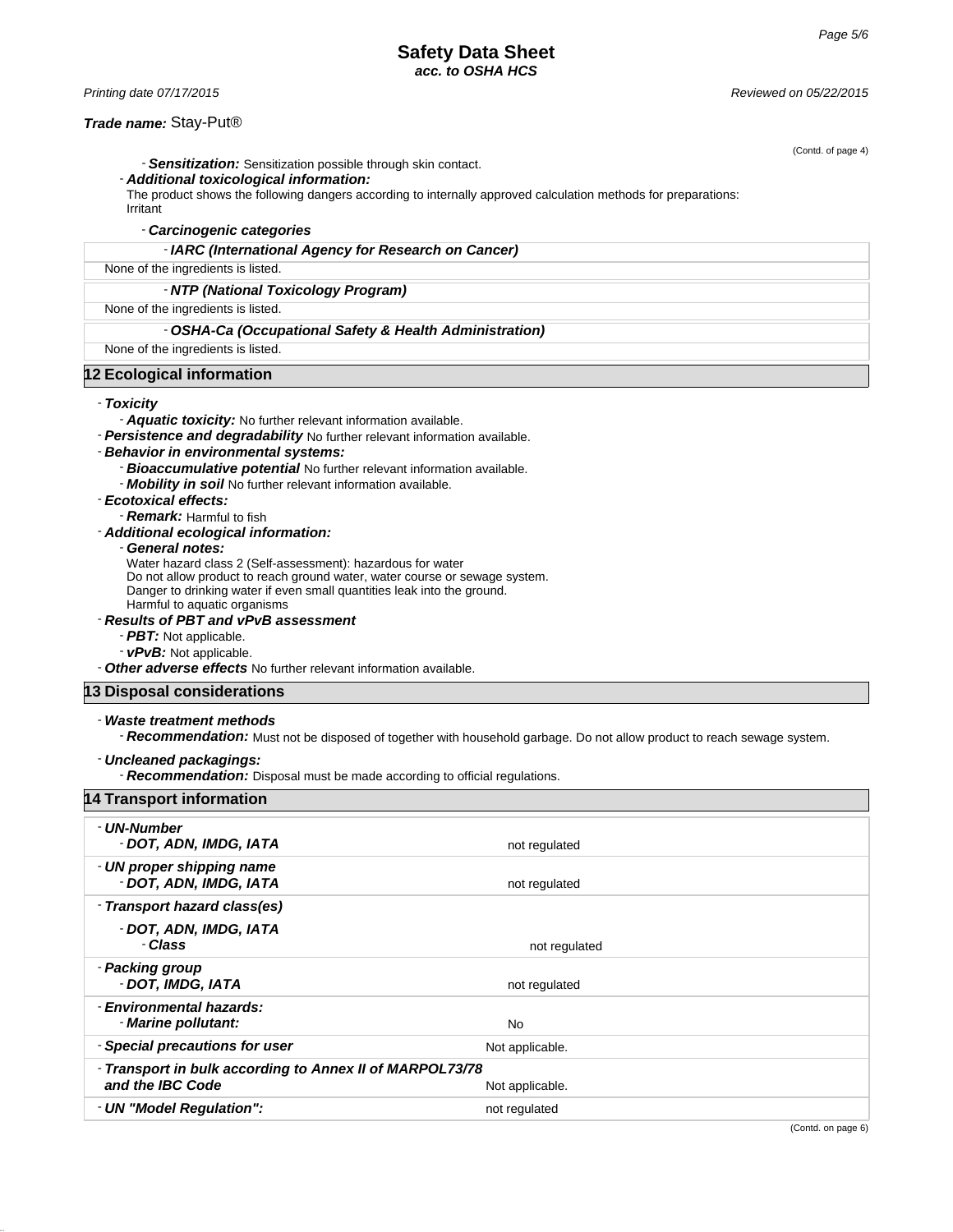(Contd. of page 4)

- ***Sensitization:*** Sensitization possible through skin contact.
- ***Additional toxicological information:***
  The product shows the following dangers according to internally approved calculation methods for preparations:
  Irritant

- ***Carcinogenic categories***

| - ***IARC (International Agency for Research on Cancer)*** |
|---|
| None of the ingredients is listed. |
| - ***NTP (National Toxicology Program)*** |
| None of the ingredients is listed. |
| - ***OSHA-Ca (Occupational Safety & Health Administration)*** |
| None of the ingredients is listed. |

## 12 Ecological information

- ***Toxicity***
  - ***Aquatic toxicity:*** No further relevant information available.
- ***Persistence and degradability*** No further relevant information available.
- ***Behavior in environmental systems:***
  - ***Bioaccumulative potential*** No further relevant information available.
  - ***Mobility in soil*** No further relevant information available.
- ***Ecotoxical effects:***
  - ***Remark:*** Harmful to fish
- ***Additional ecological information:***
  - ***General notes:***
    Water hazard class 2 (Self-assessment): hazardous for water
    Do not allow product to reach ground water, water course or sewage system.
    Danger to drinking water if even small quantities leak into the ground.
    Harmful to aquatic organisms
- ***Results of PBT and vPvB assessment***
  - ***PBT:*** Not applicable.
  - ***vPvB:*** Not applicable.
- ***Other adverse effects*** No further relevant information available.

## 13 Disposal considerations

- ***Waste treatment methods***
  - ***Recommendation:*** Must not be disposed of together with household garbage. Do not allow product to reach sewage system.

- ***Uncleaned packagings:***
  - ***Recommendation:*** Disposal must be made according to official regulations.

## 14 Transport information

| | |
|---|---|
| - ***UN-Number*** <br> - ***DOT, ADN, IMDG, IATA*** | not regulated |
| - ***UN proper shipping name*** <br> - ***DOT, ADN, IMDG, IATA*** | not regulated |
| - ***Transport hazard class(es)*** <br> - ***DOT, ADN, IMDG, IATA*** <br> - ***Class*** | not regulated |
| - ***Packing group*** <br> - ***DOT, IMDG, IATA*** | not regulated |
| - ***Environmental hazards:*** <br> - ***Marine pollutant:*** | No |
| - ***Special precautions for user*** | Not applicable. |
| - ***Transport in bulk according to Annex II of MARPOL73/78 and the IBC Code*** | Not applicable. |
| - ***UN "Model Regulation":*** | not regulated |

(Contd. on page 6)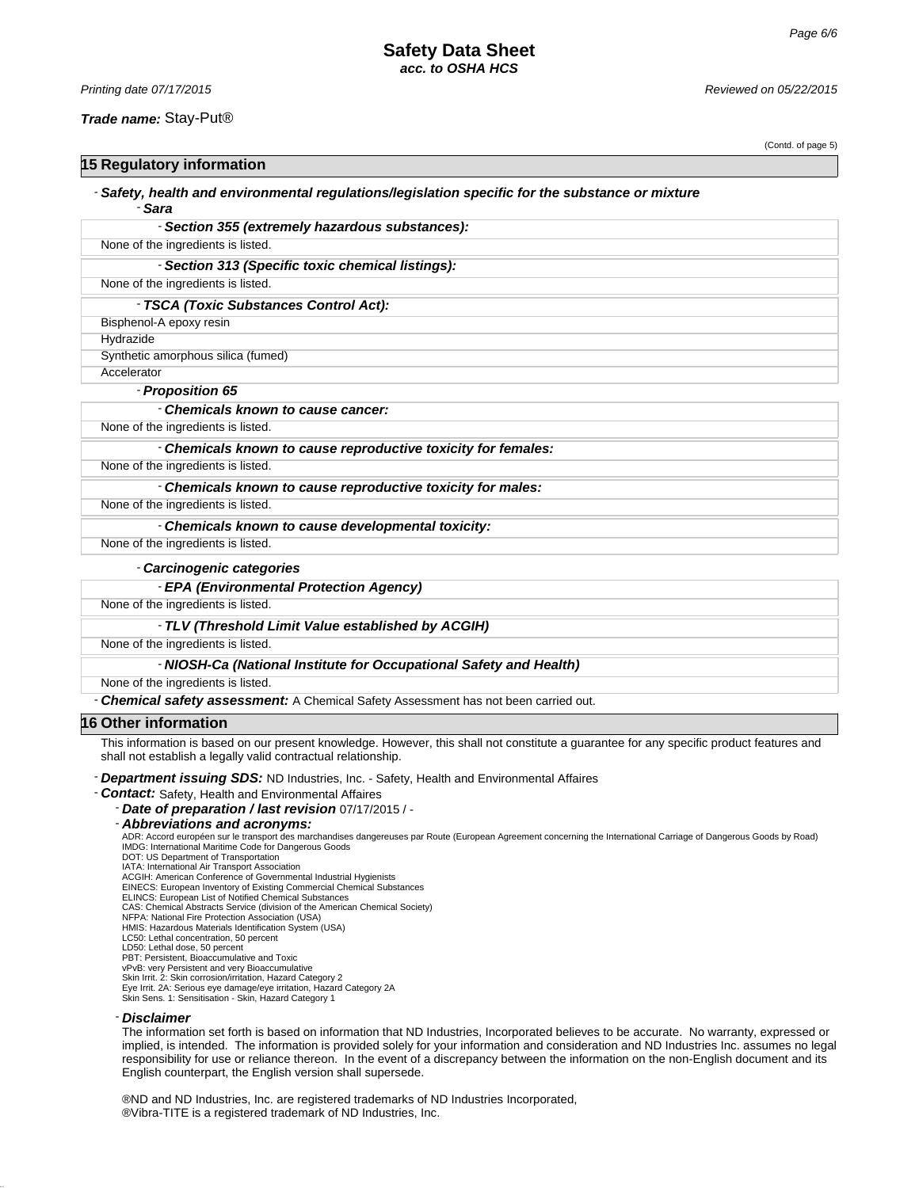**Trade name:** Stay-Put®

(Contd. of page 5)

## 15 Regulatory information

- ***Safety, health and environmental regulations/legislation specific for the substance or mixture***
  - ***Sara***

| - ***Section 355 (extremely hazardous substances):*** |
|---|
| None of the ingredients is listed. |

| - ***Section 313 (Specific toxic chemical listings):*** |
|---|
| None of the ingredients is listed. |

| - ***TSCA (Toxic Substances Control Act):*** |
|---|
| Bisphenol-A epoxy resin |
| Hydrazide |
| Synthetic amorphous silica (fumed) |
| Accelerator |

- ***Proposition 65***

| - ***Chemicals known to cause cancer:*** |
|---|
| None of the ingredients is listed. |

| - ***Chemicals known to cause reproductive toxicity for females:*** |
|---|
| None of the ingredients is listed. |

| - ***Chemicals known to cause reproductive toxicity for males:*** |
|---|
| None of the ingredients is listed. |

| - ***Chemicals known to cause developmental toxicity:*** |
|---|
| None of the ingredients is listed. |

- ***Carcinogenic categories***

| - ***EPA (Environmental Protection Agency)*** |
|---|
| None of the ingredients is listed. |

| - ***TLV (Threshold Limit Value established by ACGIH)*** |
|---|
| None of the ingredients is listed. |

| - ***NIOSH-Ca (National Institute for Occupational Safety and Health)*** |
|---|
| None of the ingredients is listed. |

- ***Chemical safety assessment:*** A Chemical Safety Assessment has not been carried out.

## 16 Other information

This information is based on our present knowledge. However, this shall not constitute a guarantee for any specific product features and shall not establish a legally valid contractual relationship.

- ***Department issuing SDS:*** ND Industries, Inc. - Safety, Health and Environmental Affaires
- ***Contact:*** Safety, Health and Environmental Affaires
  - ***Date of preparation / last revision*** 07/17/2015 / -
  - ***Abbreviations and acronyms:***

ADR: Accord européen sur le transport des marchandises dangereuses par Route (European Agreement concerning the International Carriage of Dangerous Goods by Road)
IMDG: International Maritime Code for Dangerous Goods
DOT: US Department of Transportation
IATA: International Air Transport Association
ACGIH: American Conference of Governmental Industrial Hygienists
EINECS: European Inventory of Existing Commercial Chemical Substances
ELINCS: European List of Notified Chemical Substances
CAS: Chemical Abstracts Service (division of the American Chemical Society)
NFPA: National Fire Protection Association (USA)
HMIS: Hazardous Materials Identification System (USA)
LC50: Lethal concentration, 50 percent
LD50: Lethal dose, 50 percent
PBT: Persistent, Bioaccumulative and Toxic
vPvB: very Persistent and very Bioaccumulative
Skin Irrit. 2: Skin corrosion/irritation, Hazard Category 2
Eye Irrit. 2A: Serious eye damage/eye irritation, Hazard Category 2A
Skin Sens. 1: Sensitisation - Skin, Hazard Category 1

- ***Disclaimer***

The information set forth is based on information that ND Industries, Incorporated believes to be accurate. No warranty, expressed or implied, is intended. The information is provided solely for your information and consideration and ND Industries Inc. assumes no legal responsibility for use or reliance thereon. In the event of a discrepancy between the information on the non-English document and its English counterpart, the English version shall supersede.

®ND and ND Industries, Inc. are registered trademarks of ND Industries Incorporated,
®Vibra-TITE is a registered trademark of ND Industries, Inc.